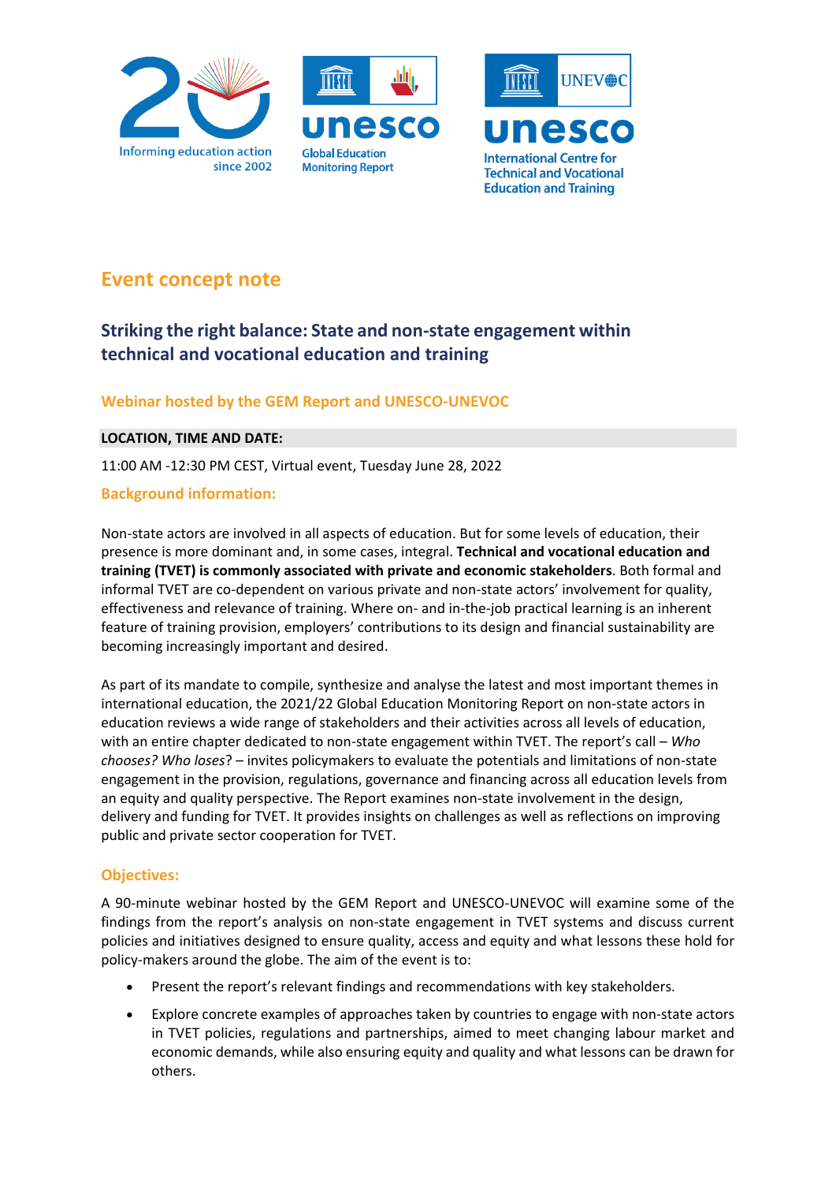Informing education action since 2002

Global Education Monitoring Report

UNEVOC International Centre for Technical and Vocational Education and Training

# Event concept note

## Striking the right balance: State and non-state engagement within technical and vocational education and training

### Webinar hosted by the GEM Report and UNESCO-UNEVOC

**LOCATION, TIME AND DATE:**

11:00 AM -12:30 PM CEST, Virtual event, Tuesday June 28, 2022

### Background information:

Non-state actors are involved in all aspects of education. But for some levels of education, their presence is more dominant and, in some cases, integral. **Technical and vocational education and training (TVET) is commonly associated with private and economic stakeholders**. Both formal and informal TVET are co-dependent on various private and non-state actors' involvement for quality, effectiveness and relevance of training. Where on- and in-the-job practical learning is an inherent feature of training provision, employers' contributions to its design and financial sustainability are becoming increasingly important and desired.

As part of its mandate to compile, synthesize and analyse the latest and most important themes in international education, the 2021/22 Global Education Monitoring Report on non-state actors in education reviews a wide range of stakeholders and their activities across all levels of education, with an entire chapter dedicated to non-state engagement within TVET. The report's call – *Who chooses? Who loses*? – invites policymakers to evaluate the potentials and limitations of non-state engagement in the provision, regulations, governance and financing across all education levels from an equity and quality perspective. The Report examines non-state involvement in the design, delivery and funding for TVET. It provides insights on challenges as well as reflections on improving public and private sector cooperation for TVET.

### Objectives:

A 90-minute webinar hosted by the GEM Report and UNESCO-UNEVOC will examine some of the findings from the report's analysis on non-state engagement in TVET systems and discuss current policies and initiatives designed to ensure quality, access and equity and what lessons these hold for policy-makers around the globe. The aim of the event is to:

- Present the report's relevant findings and recommendations with key stakeholders.
- Explore concrete examples of approaches taken by countries to engage with non-state actors in TVET policies, regulations and partnerships, aimed to meet changing labour market and economic demands, while also ensuring equity and quality and what lessons can be drawn for others.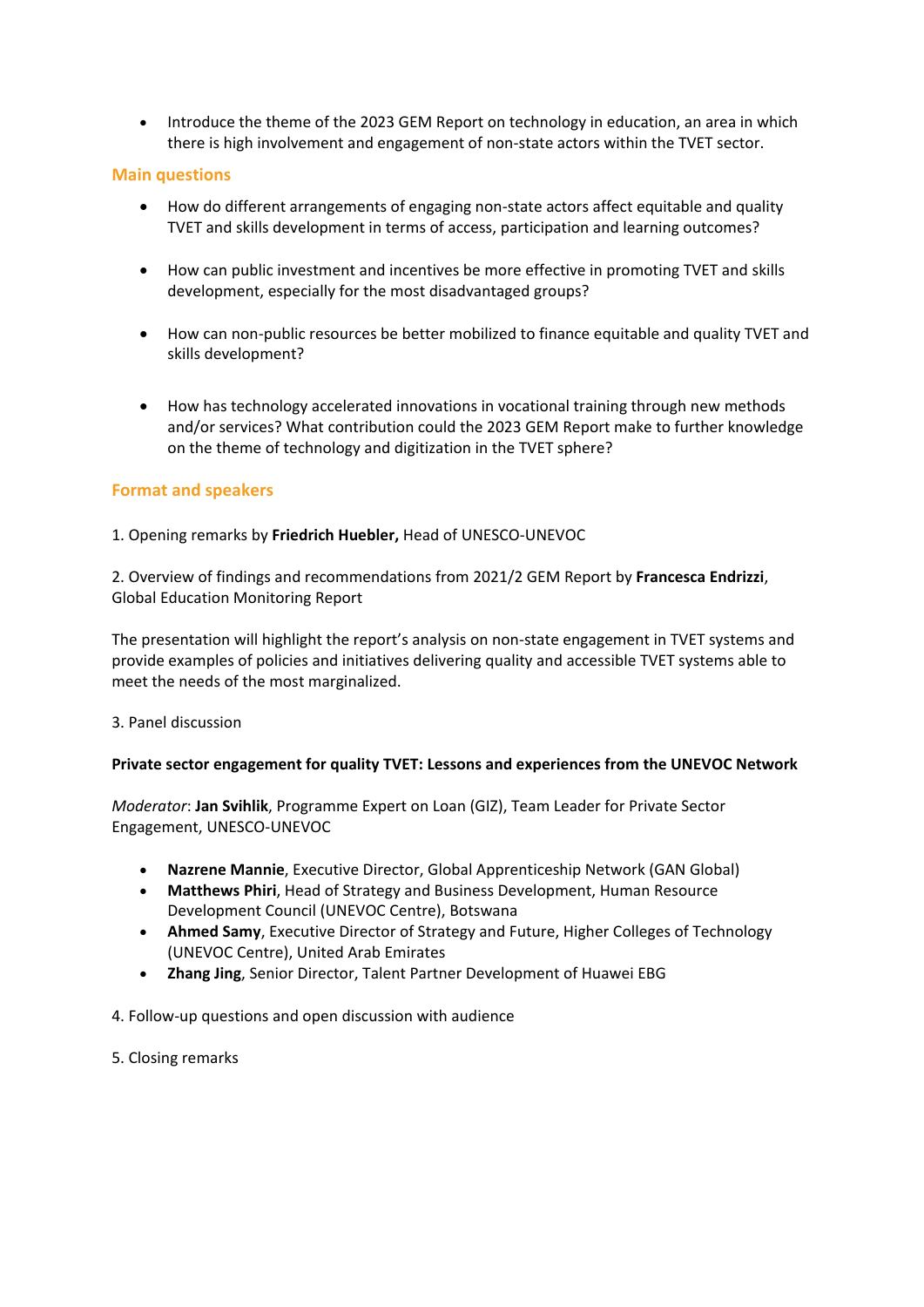- Introduce the theme of the 2023 GEM Report on technology in education, an area in which there is high involvement and engagement of non-state actors within the TVET sector.

## Main questions

- How do different arrangements of engaging non-state actors affect equitable and quality TVET and skills development in terms of access, participation and learning outcomes?
- How can public investment and incentives be more effective in promoting TVET and skills development, especially for the most disadvantaged groups?
- How can non-public resources be better mobilized to finance equitable and quality TVET and skills development?
- How has technology accelerated innovations in vocational training through new methods and/or services? What contribution could the 2023 GEM Report make to further knowledge on the theme of technology and digitization in the TVET sphere?

## Format and speakers

1. Opening remarks by **Friedrich Huebler,** Head of UNESCO-UNEVOC

2. Overview of findings and recommendations from 2021/2 GEM Report by **Francesca Endrizzi**, Global Education Monitoring Report

The presentation will highlight the report's analysis on non-state engagement in TVET systems and provide examples of policies and initiatives delivering quality and accessible TVET systems able to meet the needs of the most marginalized.

3. Panel discussion

**Private sector engagement for quality TVET: Lessons and experiences from the UNEVOC Network**

*Moderator*: **Jan Svihlik**, Programme Expert on Loan (GIZ), Team Leader for Private Sector Engagement, UNESCO-UNEVOC

- **Nazrene Mannie**, Executive Director, Global Apprenticeship Network (GAN Global)
- **Matthews Phiri**, Head of Strategy and Business Development, Human Resource Development Council (UNEVOC Centre), Botswana
- **Ahmed Samy**, Executive Director of Strategy and Future, Higher Colleges of Technology (UNEVOC Centre), United Arab Emirates
- **Zhang Jing**, Senior Director, Talent Partner Development of Huawei EBG

4. Follow-up questions and open discussion with audience

5. Closing remarks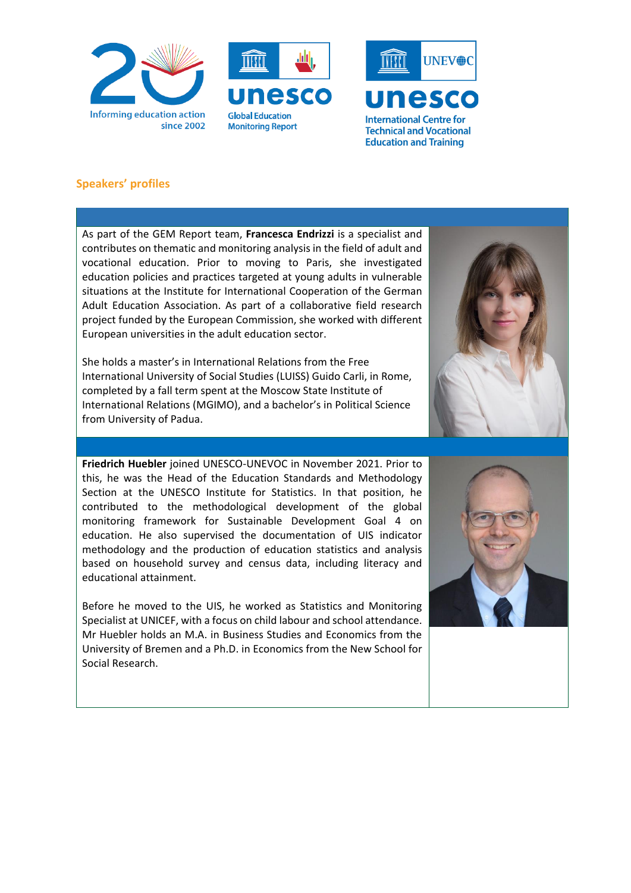## Speakers' profiles

As part of the GEM Report team, **Francesca Endrizzi** is a specialist and contributes on thematic and monitoring analysis in the field of adult and vocational education. Prior to moving to Paris, she investigated education policies and practices targeted at young adults in vulnerable situations at the Institute for International Cooperation of the German Adult Education Association. As part of a collaborative field research project funded by the European Commission, she worked with different European universities in the adult education sector.

She holds a master's in International Relations from the Free International University of Social Studies (LUISS) Guido Carli, in Rome, completed by a fall term spent at the Moscow State Institute of International Relations (MGIMO), and a bachelor's in Political Science from University of Padua.

**Friedrich Huebler** joined UNESCO-UNEVOC in November 2021. Prior to this, he was the Head of the Education Standards and Methodology Section at the UNESCO Institute for Statistics. In that position, he contributed to the methodological development of the global monitoring framework for Sustainable Development Goal 4 on education. He also supervised the documentation of UIS indicator methodology and the production of education statistics and analysis based on household survey and census data, including literacy and educational attainment.

Before he moved to the UIS, he worked as Statistics and Monitoring Specialist at UNICEF, with a focus on child labour and school attendance. Mr Huebler holds an M.A. in Business Studies and Economics from the University of Bremen and a Ph.D. in Economics from the New School for Social Research.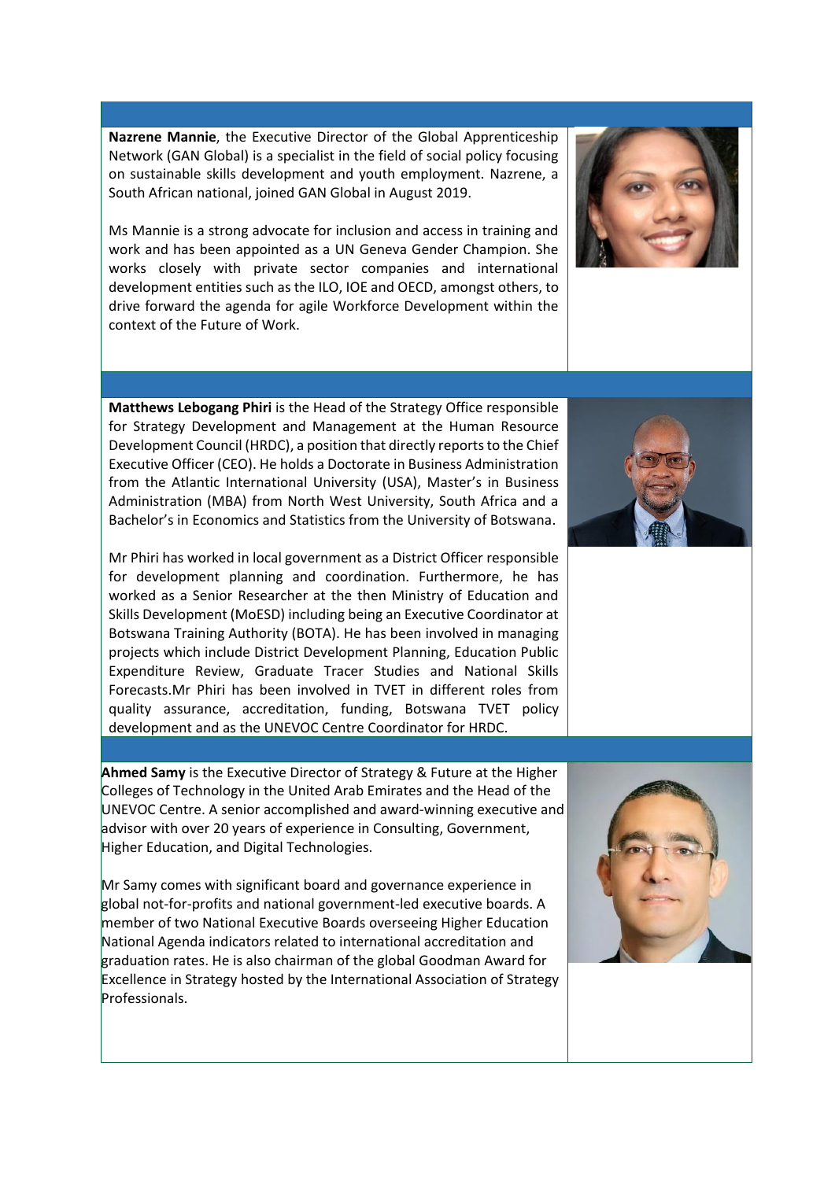**Nazrene Mannie**, the Executive Director of the Global Apprenticeship Network (GAN Global) is a specialist in the field of social policy focusing on sustainable skills development and youth employment. Nazrene, a South African national, joined GAN Global in August 2019.

Ms Mannie is a strong advocate for inclusion and access in training and work and has been appointed as a UN Geneva Gender Champion. She works closely with private sector companies and international development entities such as the ILO, IOE and OECD, amongst others, to drive forward the agenda for agile Workforce Development within the context of the Future of Work.

**Matthews Lebogang Phiri** is the Head of the Strategy Office responsible for Strategy Development and Management at the Human Resource Development Council (HRDC), a position that directly reports to the Chief Executive Officer (CEO). He holds a Doctorate in Business Administration from the Atlantic International University (USA), Master's in Business Administration (MBA) from North West University, South Africa and a Bachelor's in Economics and Statistics from the University of Botswana.

Mr Phiri has worked in local government as a District Officer responsible for development planning and coordination. Furthermore, he has worked as a Senior Researcher at the then Ministry of Education and Skills Development (MoESD) including being an Executive Coordinator at Botswana Training Authority (BOTA). He has been involved in managing projects which include District Development Planning, Education Public Expenditure Review, Graduate Tracer Studies and National Skills Forecasts.Mr Phiri has been involved in TVET in different roles from quality assurance, accreditation, funding, Botswana TVET policy development and as the UNEVOC Centre Coordinator for HRDC.

**Ahmed Samy** is the Executive Director of Strategy & Future at the Higher Colleges of Technology in the United Arab Emirates and the Head of the UNEVOC Centre. A senior accomplished and award-winning executive and advisor with over 20 years of experience in Consulting, Government, Higher Education, and Digital Technologies.

Mr Samy comes with significant board and governance experience in global not-for-profits and national government-led executive boards. A member of two National Executive Boards overseeing Higher Education National Agenda indicators related to international accreditation and graduation rates. He is also chairman of the global Goodman Award for Excellence in Strategy hosted by the International Association of Strategy Professionals.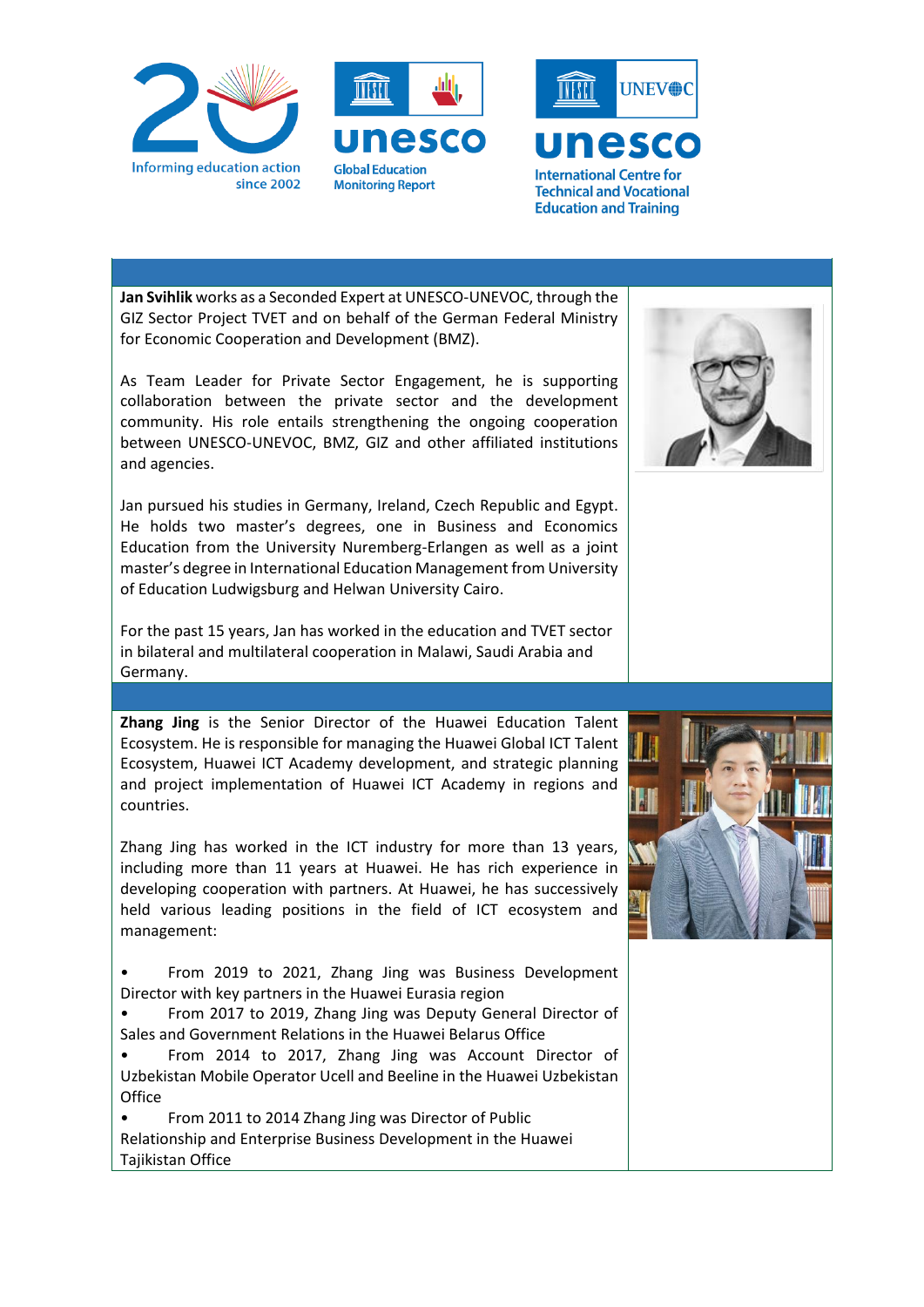**Jan Svihlik** works as a Seconded Expert at UNESCO-UNEVOC, through the GIZ Sector Project TVET and on behalf of the German Federal Ministry for Economic Cooperation and Development (BMZ).

As Team Leader for Private Sector Engagement, he is supporting collaboration between the private sector and the development community. His role entails strengthening the ongoing cooperation between UNESCO-UNEVOC, BMZ, GIZ and other affiliated institutions and agencies.

Jan pursued his studies in Germany, Ireland, Czech Republic and Egypt. He holds two master's degrees, one in Business and Economics Education from the University Nuremberg-Erlangen as well as a joint master's degree in International Education Management from University of Education Ludwigsburg and Helwan University Cairo.

For the past 15 years, Jan has worked in the education and TVET sector in bilateral and multilateral cooperation in Malawi, Saudi Arabia and Germany.

**Zhang Jing** is the Senior Director of the Huawei Education Talent Ecosystem. He is responsible for managing the Huawei Global ICT Talent Ecosystem, Huawei ICT Academy development, and strategic planning and project implementation of Huawei ICT Academy in regions and countries.

Zhang Jing has worked in the ICT industry for more than 13 years, including more than 11 years at Huawei. He has rich experience in developing cooperation with partners. At Huawei, he has successively held various leading positions in the field of ICT ecosystem and management:

- From 2019 to 2021, Zhang Jing was Business Development Director with key partners in the Huawei Eurasia region
- From 2017 to 2019, Zhang Jing was Deputy General Director of Sales and Government Relations in the Huawei Belarus Office
- From 2014 to 2017, Zhang Jing was Account Director of Uzbekistan Mobile Operator Ucell and Beeline in the Huawei Uzbekistan Office
- From 2011 to 2014 Zhang Jing was Director of Public Relationship and Enterprise Business Development in the Huawei Tajikistan Office